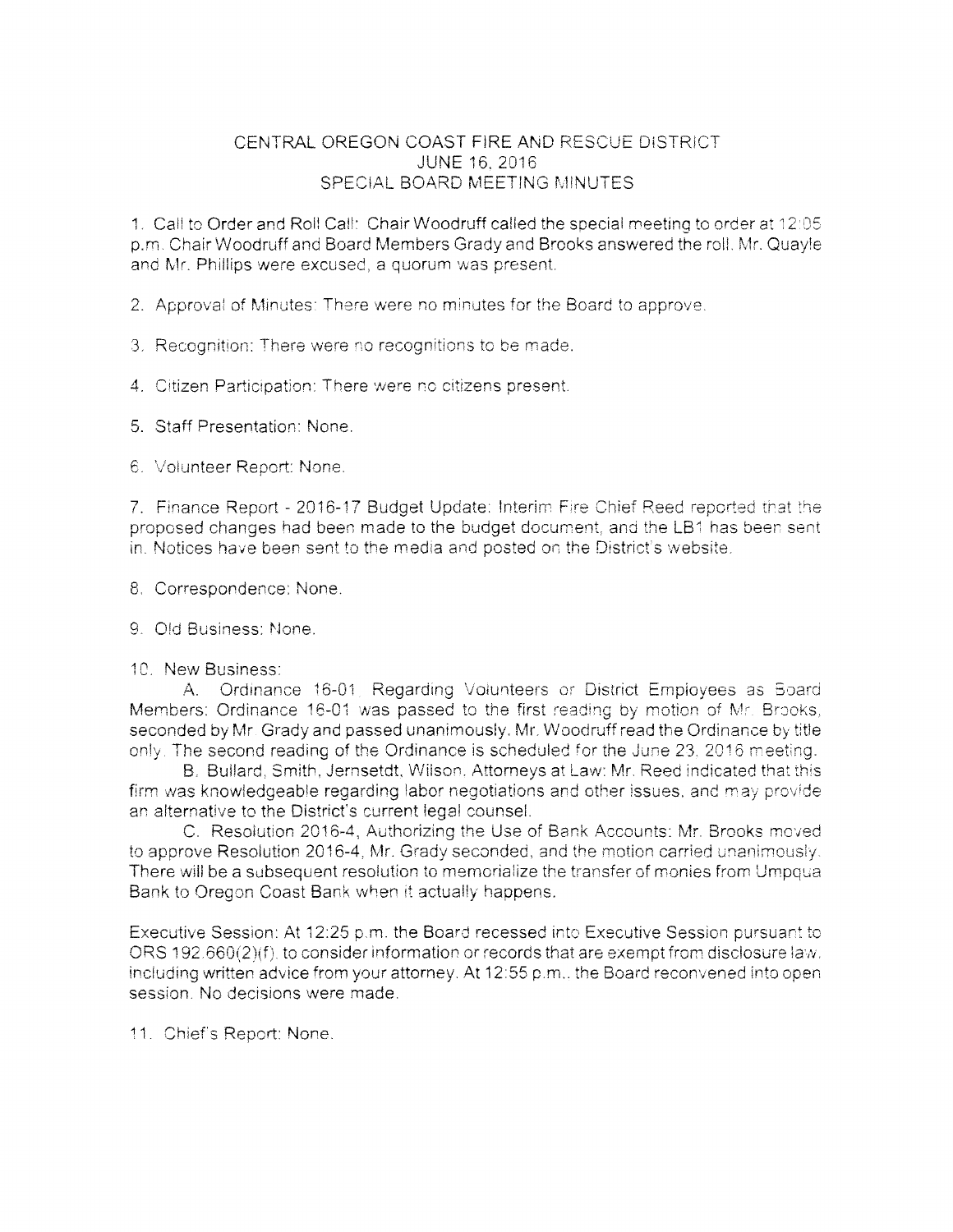# CENTRAL OREGON COAST FIRE AND RESCUE DISTRICT
## JUNE 16, 2016
## SPECIAL BOARD MEETING MINUTES

1. Call to Order and Roll Call: Chair Woodruff called the special meeting to order at 12:05 p.m. Chair Woodruff and Board Members Grady and Brooks answered the roll. Mr. Quayle and Mr. Phillips were excused, a quorum was present.

2. Approval of Minutes: There were no minutes for the Board to approve.

3. Recognition: There were no recognitions to be made.

4. Citizen Participation: There were no citizens present.

5. Staff Presentation: None.

6. Volunteer Report: None.

7. Finance Report - 2016-17 Budget Update: Interim Fire Chief Reed reported that the proposed changes had been made to the budget document, and the LB1 has been sent in. Notices have been sent to the media and posted on the District's website.

8. Correspondence: None.

9. Old Business: None.

10. New Business:

A. Ordinance 16-01, Regarding Volunteers or District Employees as Board Members: Ordinance 16-01 was passed to the first reading by motion of Mr. Brooks, seconded by Mr. Grady and passed unanimously. Mr. Woodruff read the Ordinance by title only. The second reading of the Ordinance is scheduled for the June 23, 2016 meeting.

B. Bullard, Smith, Jernsetdt, Wilson, Attorneys at Law: Mr. Reed indicated that this firm was knowledgeable regarding labor negotiations and other issues, and may provide an alternative to the District's current legal counsel.

C. Resolution 2016-4, Authorizing the Use of Bank Accounts: Mr. Brooks moved to approve Resolution 2016-4, Mr. Grady seconded, and the motion carried unanimously. There will be a subsequent resolution to memorialize the transfer of monies from Umpqua Bank to Oregon Coast Bank when it actually happens.

Executive Session: At 12:25 p.m. the Board recessed into Executive Session pursuant to ORS 192.660(2)(f), to consider information or records that are exempt from disclosure law, including written advice from your attorney. At 12:55 p.m., the Board reconvened into open session. No decisions were made.

11. Chief's Report: None.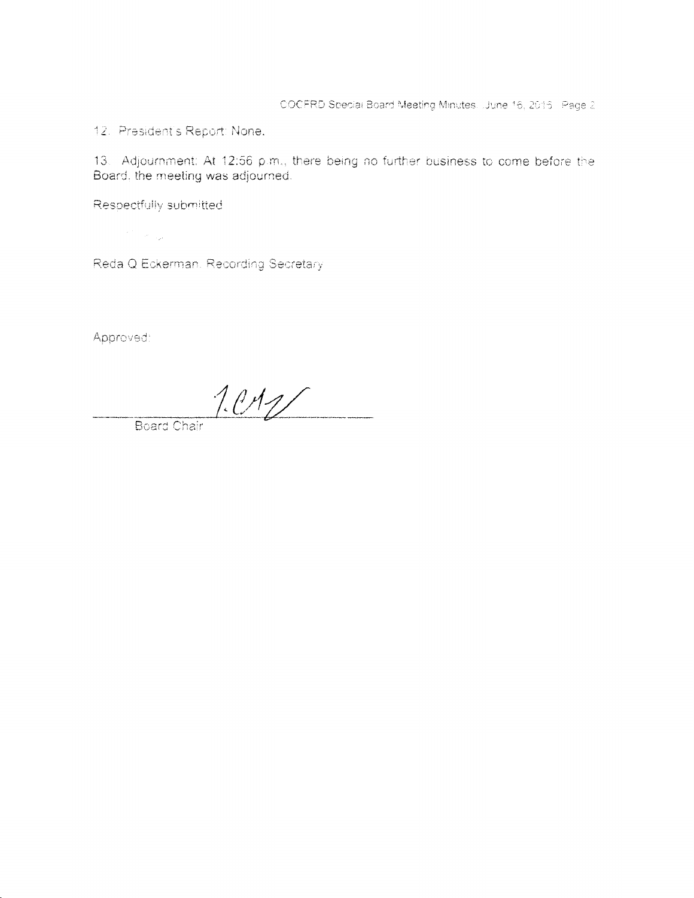12. President's Report: None.

13. Adjournment: At 12:56 p.m., there being no further business to come before the Board, the meeting was adjourned.

Respectfully submitted

Reda Q Eckerman, Recording Secretary

Approved:

______________________

Board Chair